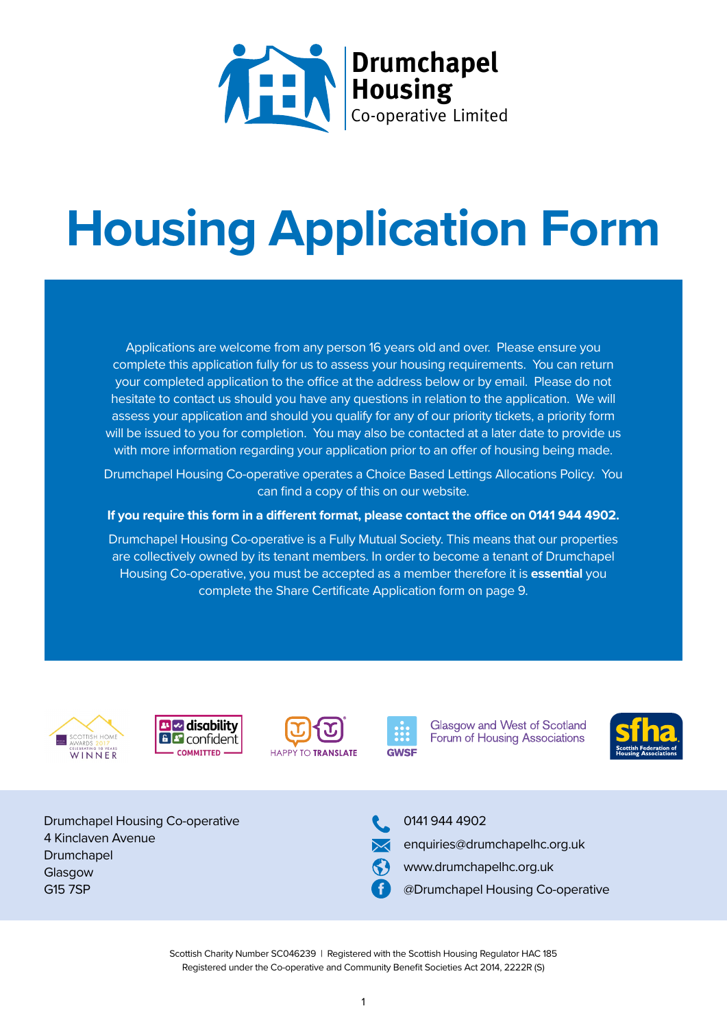Drumchapel Housing Co-operative Limited

# Housing Application Form

Applications are welcome from any person 16 years old and over. Please ensure you complete this application fully for us to assess your housing requirements. You can return your completed application to the office at the address below or by email. Please do not hesitate to contact us should you have any questions in relation to the application. We will assess your application and should you qualify for any of our priority tickets, a priority form will be issued to you for completion. You may also be contacted at a later date to provide us with more information regarding your application prior to an offer of housing being made.

Drumchapel Housing Co-operative operates a Choice Based Lettings Allocations Policy. You can find a copy of this on our website.

**If you require this form in a different format, please contact the office on 0141 944 4902.**

Drumchapel Housing Co-operative is a Fully Mutual Society. This means that our properties are collectively owned by its tenant members. In order to become a tenant of Drumchapel Housing Co-operative, you must be accepted as a member therefore it is **essential** you complete the Share Certificate Application form on page 9.

Scottish Home Awards 2017 Winner | disability confident COMMITTED | HAPPY TO TRANSLATE | GWSF Glasgow and West of Scotland Forum of Housing Associations | sfha Scottish Federation of Housing Associations

Drumchapel Housing Co-operative
4 Kinclaven Avenue
Drumchapel
Glasgow
G15 7SP

0141 944 4902
enquiries@drumchapelhc.org.uk
www.drumchapelhc.org.uk
@Drumchapel Housing Co-operative

Scottish Charity Number SC046239 | Registered with the Scottish Housing Regulator HAC 185
Registered under the Co-operative and Community Benefit Societies Act 2014, 2222R (S)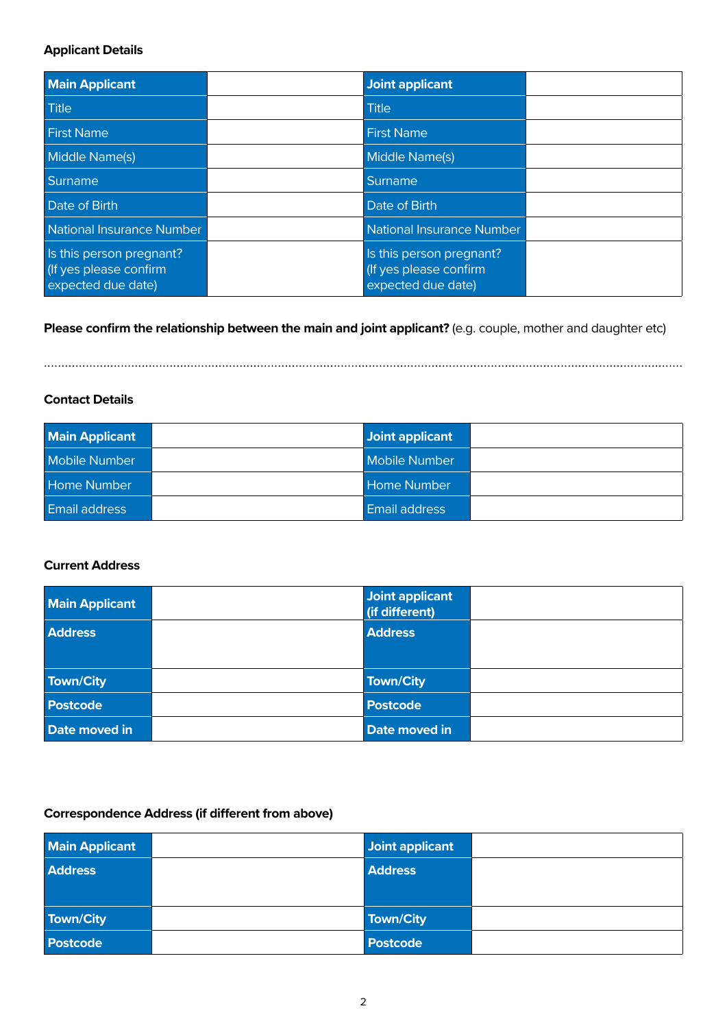**Applicant Details**

| Main Applicant | | Joint applicant | |
|---|---|---|---|
| Title | | Title | |
| First Name | | First Name | |
| Middle Name(s) | | Middle Name(s) | |
| Surname | | Surname | |
| Date of Birth | | Date of Birth | |
| National Insurance Number | | National Insurance Number | |
| Is this person pregnant? (If yes please confirm expected due date) | | Is this person pregnant? (If yes please confirm expected due date) | |

**Please confirm the relationship between the main and joint applicant?** (e.g. couple, mother and daughter etc)

..................................................................................................................................................................

**Contact Details**

| Main Applicant | | Joint applicant | |
|---|---|---|---|
| Mobile Number | | Mobile Number | |
| Home Number | | Home Number | |
| Email address | | Email address | |

**Current Address**

| Main Applicant | | Joint applicant (if different) | |
|---|---|---|---|
| **Address** | | **Address** | |
| **Town/City** | | **Town/City** | |
| **Postcode** | | **Postcode** | |
| **Date moved in** | | **Date moved in** | |

**Correspondence Address (if different from above)**

| Main Applicant | | Joint applicant | |
|---|---|---|---|
| **Address** | | **Address** | |
| **Town/City** | | **Town/City** | |
| **Postcode** | | **Postcode** | |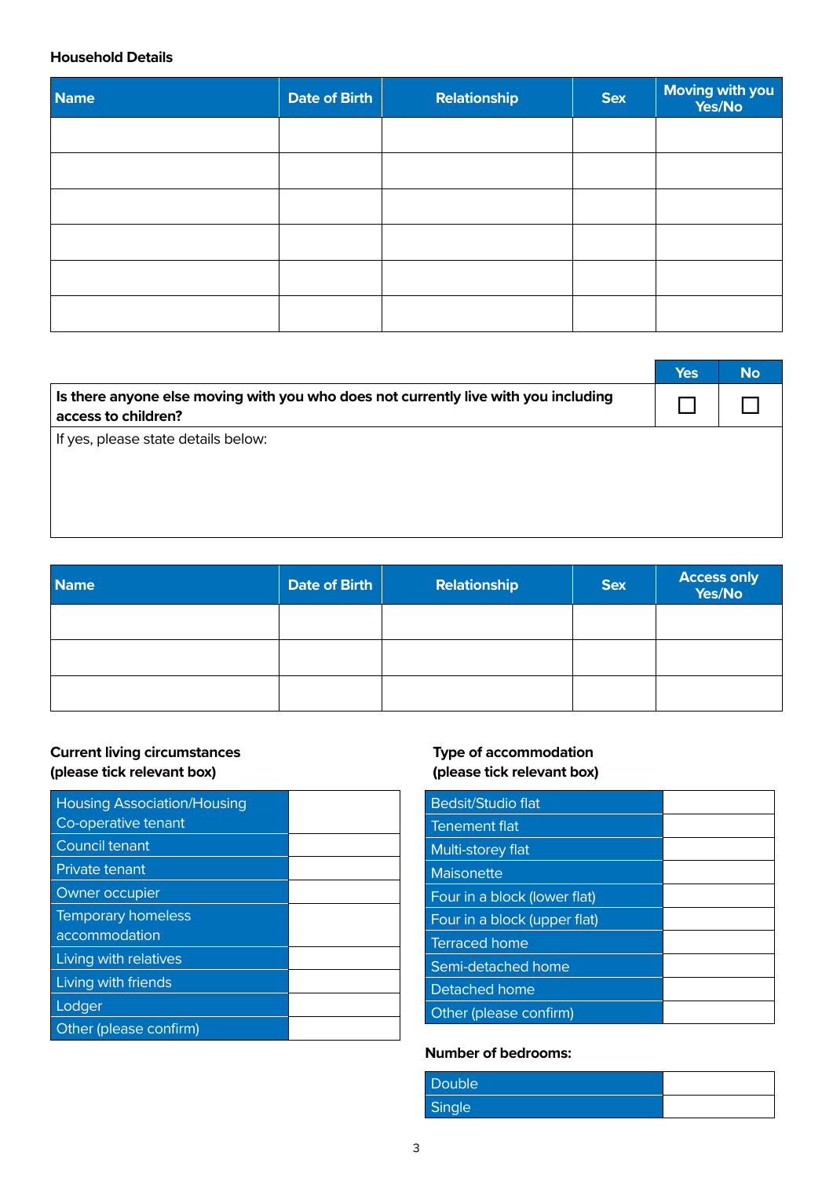**Household Details**

| Name | Date of Birth | Relationship | Sex | Moving with you Yes/No |
|---|---|---|---|---|
| | | | | |
| | | | | |
| | | | | |
| | | | | |
| | | | | |
| | | | | |

| | Yes | No |
|---|---|---|
| **Is there anyone else moving with you who does not currently live with you including access to children?** | ☐ | ☐ |
| If yes, please state details below: | | |

| Name | Date of Birth | Relationship | Sex | Access only Yes/No |
|---|---|---|---|---|
| | | | | |
| | | | | |
| | | | | |

**Current living circumstances (please tick relevant box)**

| | |
|---|---|
| Housing Association/Housing Co-operative tenant | |
| Council tenant | |
| Private tenant | |
| Owner occupier | |
| Temporary homeless accommodation | |
| Living with relatives | |
| Living with friends | |
| Lodger | |
| Other (please confirm) | |

**Type of accommodation (please tick relevant box)**

| | |
|---|---|
| Bedsit/Studio flat | |
| Tenement flat | |
| Multi-storey flat | |
| Maisonette | |
| Four in a block (lower flat) | |
| Four in a block (upper flat) | |
| Terraced home | |
| Semi-detached home | |
| Detached home | |
| Other (please confirm) | |

**Number of bedrooms:**

| | |
|---|---|
| Double | |
| Single | |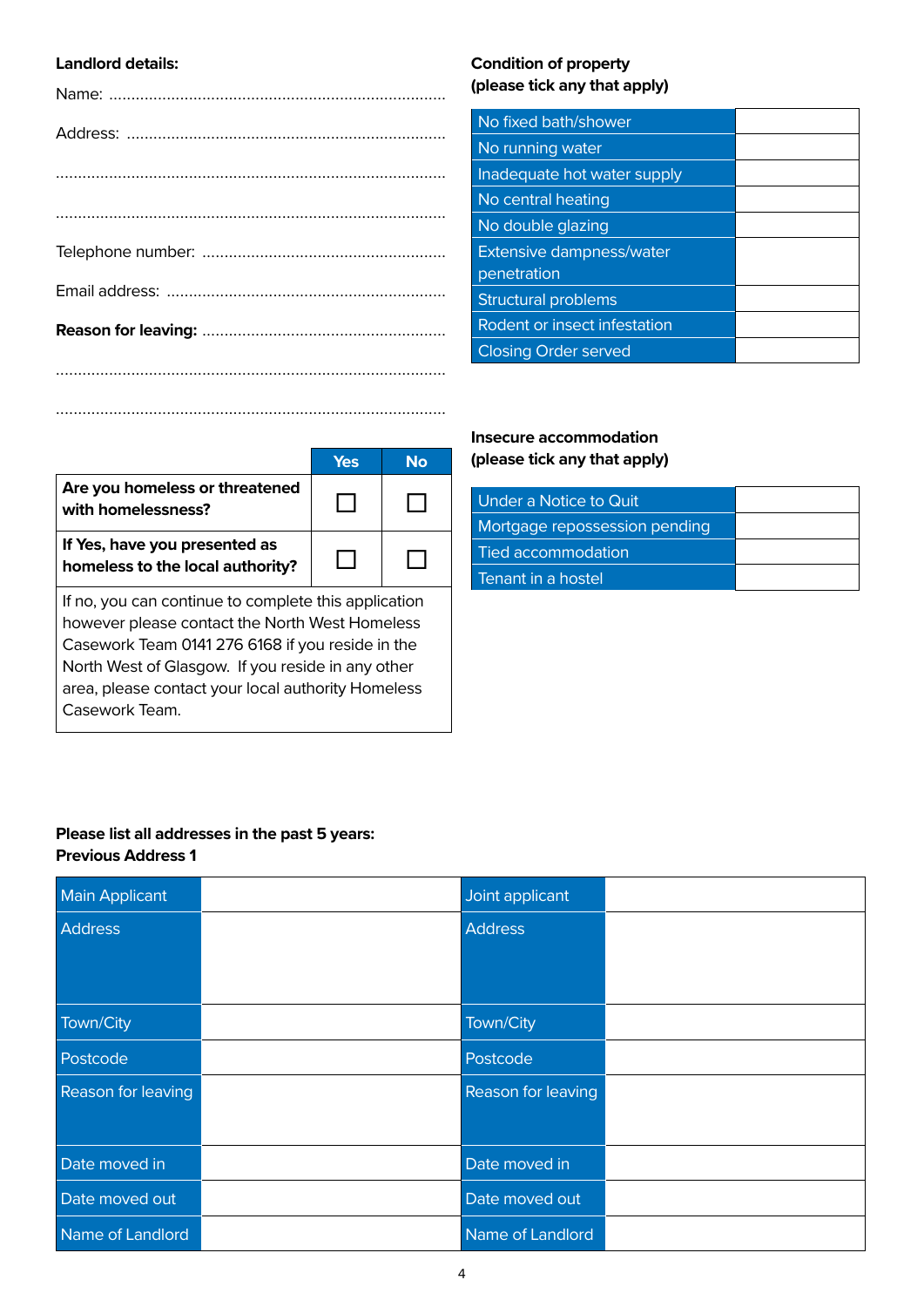**Landlord details:**

Name: ..........................................................................................

Address: ......................................................................................

.......................................................................................................

.......................................................................................................

Telephone number: ......................................................

Email address: ..............................................................

**Reason for leaving:** ......................................................

.......................................................................................................

.......................................................................................................

| | Yes | No |
|---|---|---|
| **Are you homeless or threatened with homelessness?** | ☐ | ☐ |
| **If Yes, have you presented as homeless to the local authority?** | ☐ | ☐ |

If no, you can continue to complete this application however please contact the North West Homeless Casework Team 0141 276 6168 if you reside in the North West of Glasgow. If you reside in any other area, please contact your local authority Homeless Casework Team.

**Condition of property**
**(please tick any that apply)**

| | |
|---|---|
| No fixed bath/shower | |
| No running water | |
| Inadequate hot water supply | |
| No central heating | |
| No double glazing | |
| Extensive dampness/water penetration | |
| Structural problems | |
| Rodent or insect infestation | |
| Closing Order served | |

**Insecure accommodation**
**(please tick any that apply)**

| | |
|---|---|
| Under a Notice to Quit | |
| Mortgage repossession pending | |
| Tied accommodation | |
| Tenant in a hostel | |

**Please list all addresses in the past 5 years:**
**Previous Address 1**

| Main Applicant | | Joint applicant | |
|---|---|---|---|
| Address | | Address | |
| Town/City | | Town/City | |
| Postcode | | Postcode | |
| Reason for leaving | | Reason for leaving | |
| Date moved in | | Date moved in | |
| Date moved out | | Date moved out | |
| Name of Landlord | | Name of Landlord | |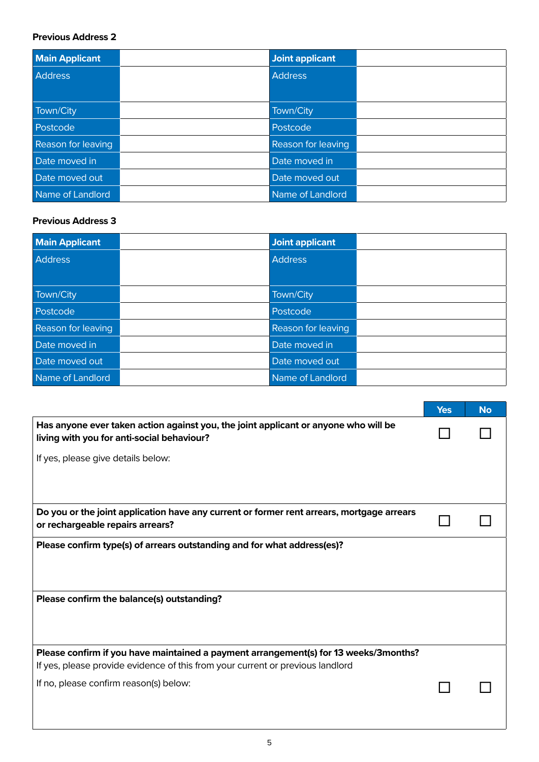**Previous Address 2**

| Main Applicant | | Joint applicant | |
|---|---|---|---|
| Address | | Address | |
| Town/City | | Town/City | |
| Postcode | | Postcode | |
| Reason for leaving | | Reason for leaving | |
| Date moved in | | Date moved in | |
| Date moved out | | Date moved out | |
| Name of Landlord | | Name of Landlord | |

**Previous Address 3**

| Main Applicant | | Joint applicant | |
|---|---|---|---|
| Address | | Address | |
| Town/City | | Town/City | |
| Postcode | | Postcode | |
| Reason for leaving | | Reason for leaving | |
| Date moved in | | Date moved in | |
| Date moved out | | Date moved out | |
| Name of Landlord | | Name of Landlord | |

| | Yes | No |
|---|---|---|
| **Has anyone ever taken action against you, the joint applicant or anyone who will be living with you for anti-social behaviour?**<br>If yes, please give details below: | ☐ | ☐ |
| **Do you or the joint application have any current or former rent arrears, mortgage arrears or rechargeable repairs arrears?** | ☐ | ☐ |
| **Please confirm type(s) of arrears outstanding and for what address(es)?** | | |
| **Please confirm the balance(s) outstanding?** | | |
| **Please confirm if you have maintained a payment arrangement(s) for 13 weeks/3months?**<br>If yes, please provide evidence of this from your current or previous landlord<br>If no, please confirm reason(s) below: | ☐ | ☐ |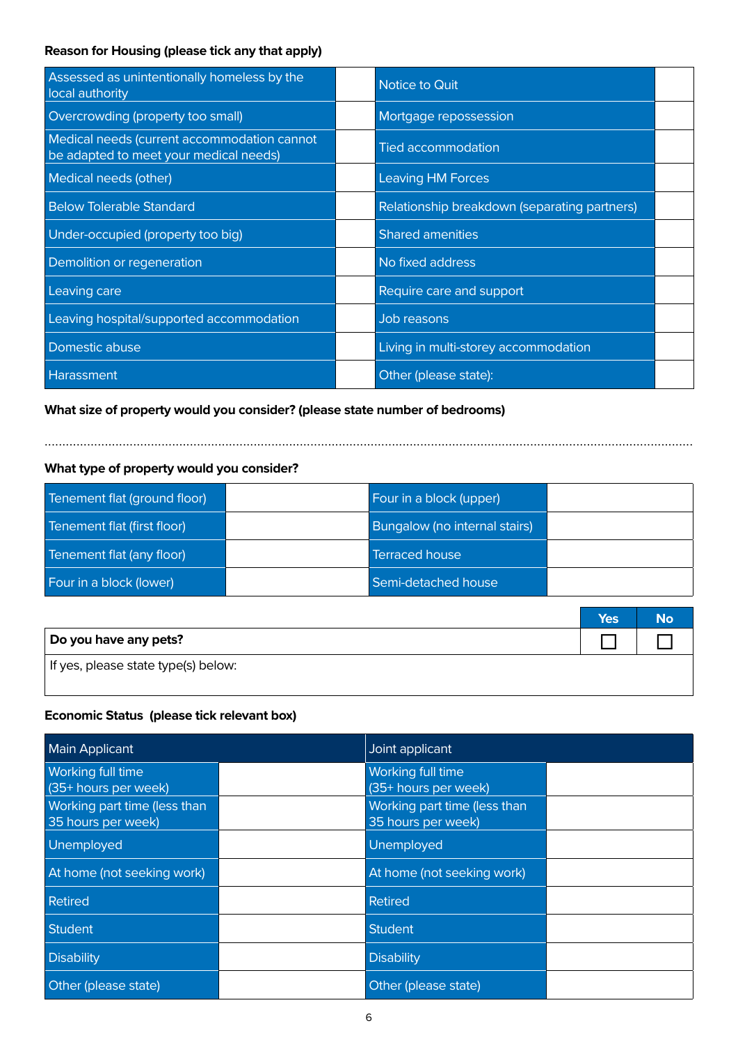**Reason for Housing (please tick any that apply)**

| | | | |
|---|---|---|---|
| Assessed as unintentionally homeless by the local authority | | Notice to Quit | |
| Overcrowding (property too small) | | Mortgage repossession | |
| Medical needs (current accommodation cannot be adapted to meet your medical needs) | | Tied accommodation | |
| Medical needs (other) | | Leaving HM Forces | |
| Below Tolerable Standard | | Relationship breakdown (separating partners) | |
| Under-occupied (property too big) | | Shared amenities | |
| Demolition or regeneration | | No fixed address | |
| Leaving care | | Require care and support | |
| Leaving hospital/supported accommodation | | Job reasons | |
| Domestic abuse | | Living in multi-storey accommodation | |
| Harassment | | Other (please state): | |

**What size of property would you consider? (please state number of bedrooms)**

.................................................................................................................................................................

**What type of property would you consider?**

| | | | |
|---|---|---|---|
| Tenement flat (ground floor) | | Four in a block (upper) | |
| Tenement flat (first floor) | | Bungalow (no internal stairs) | |
| Tenement flat (any floor) | | Terraced house | |
| Four in a block (lower) | | Semi-detached house | |

| | Yes | No |
|---|---|---|
| **Do you have any pets?** | ☐ | ☐ |
| If yes, please state type(s) below: | | |

**Economic Status (please tick relevant box)**

| Main Applicant | | Joint applicant | |
|---|---|---|---|
| Working full time (35+ hours per week) | | Working full time (35+ hours per week) | |
| Working part time (less than 35 hours per week) | | Working part time (less than 35 hours per week) | |
| Unemployed | | Unemployed | |
| At home (not seeking work) | | At home (not seeking work) | |
| Retired | | Retired | |
| Student | | Student | |
| Disability | | Disability | |
| Other (please state) | | Other (please state) | |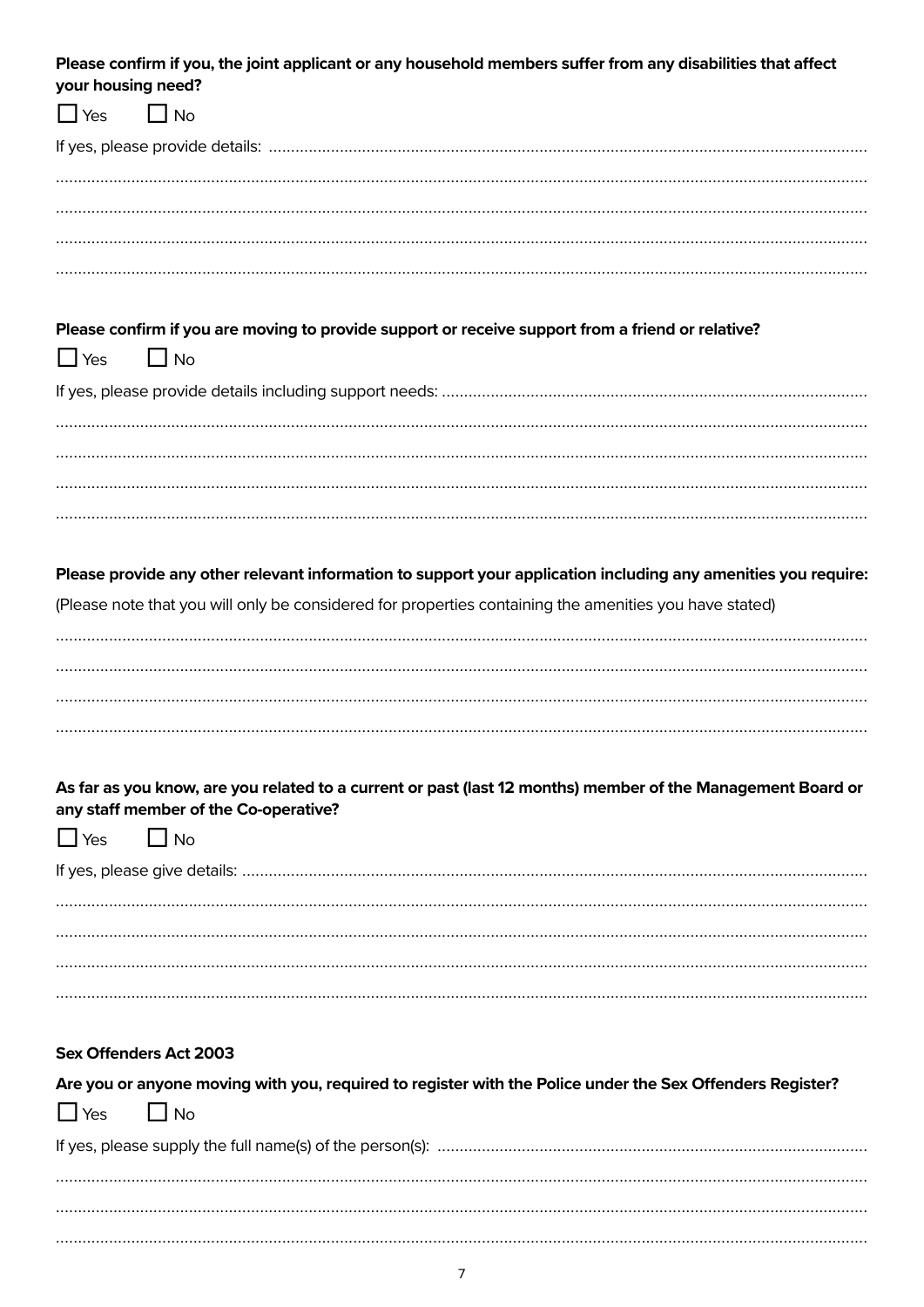**Please confirm if you, the joint applicant or any household members suffer from any disabilities that affect your housing need?**

☐ Yes ☐ No

If yes, please provide details: ..........................................................................................................................................

..........................................................................................................................................................................

..........................................................................................................................................................................

..........................................................................................................................................................................

..........................................................................................................................................................................

**Please confirm if you are moving to provide support or receive support from a friend or relative?**

☐ Yes ☐ No

If yes, please provide details including support needs: ..................................................................................................

..........................................................................................................................................................................

..........................................................................................................................................................................

..........................................................................................................................................................................

..........................................................................................................................................................................

**Please provide any other relevant information to support your application including any amenities you require:**

(Please note that you will only be considered for properties containing the amenities you have stated)

..........................................................................................................................................................................

..........................................................................................................................................................................

..........................................................................................................................................................................

..........................................................................................................................................................................

**As far as you know, are you related to a current or past (last 12 months) member of the Management Board or any staff member of the Co-operative?**

☐ Yes ☐ No

If yes, please give details: ...............................................................................................................................................

..........................................................................................................................................................................

..........................................................................................................................................................................

..........................................................................................................................................................................

..........................................................................................................................................................................

**Sex Offenders Act 2003**

**Are you or anyone moving with you, required to register with the Police under the Sex Offenders Register?**

☐ Yes ☐ No

If yes, please supply the full name(s) of the person(s): ..................................................................................................

..........................................................................................................................................................................

..........................................................................................................................................................................

..........................................................................................................................................................................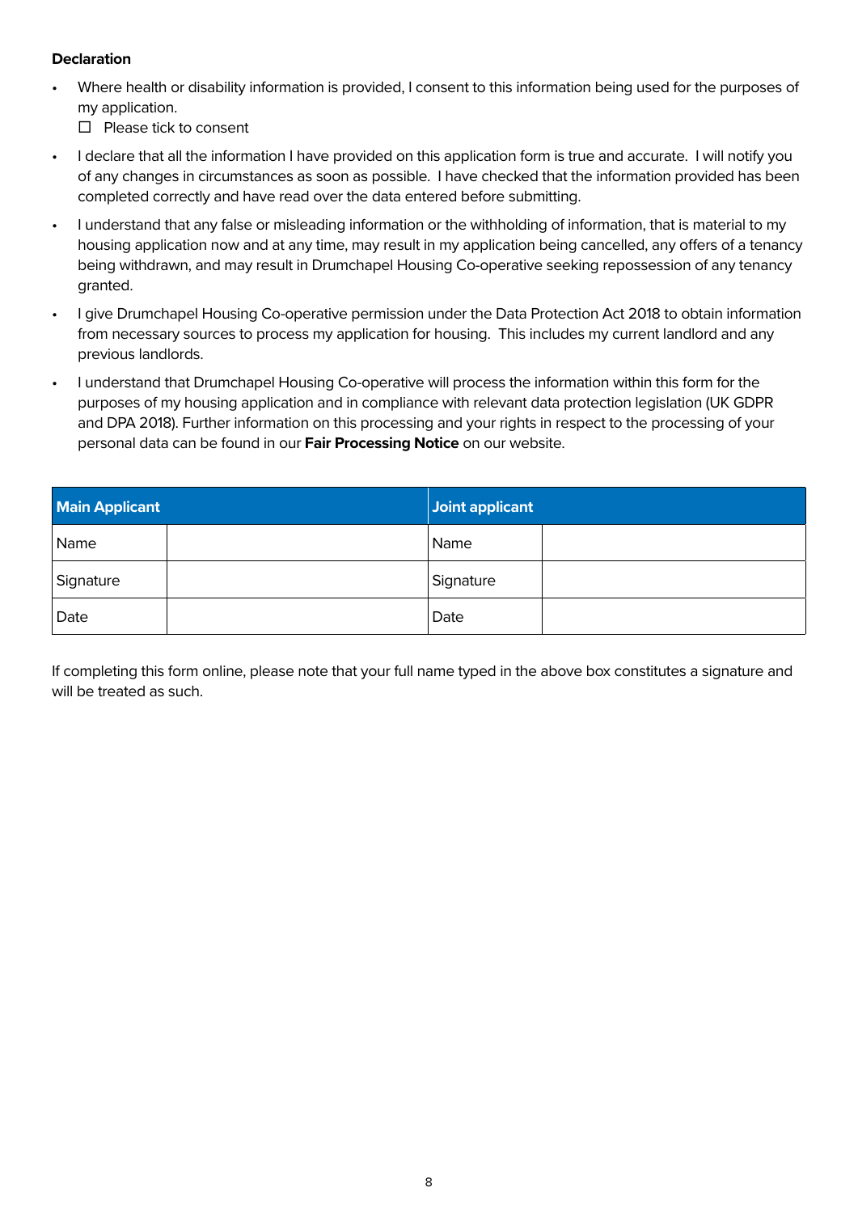**Declaration**

- Where health or disability information is provided, I consent to this information being used for the purposes of my application.
  ☐ Please tick to consent
- I declare that all the information I have provided on this application form is true and accurate. I will notify you of any changes in circumstances as soon as possible. I have checked that the information provided has been completed correctly and have read over the data entered before submitting.
- I understand that any false or misleading information or the withholding of information, that is material to my housing application now and at any time, may result in my application being cancelled, any offers of a tenancy being withdrawn, and may result in Drumchapel Housing Co-operative seeking repossession of any tenancy granted.
- I give Drumchapel Housing Co-operative permission under the Data Protection Act 2018 to obtain information from necessary sources to process my application for housing. This includes my current landlord and any previous landlords.
- I understand that Drumchapel Housing Co-operative will process the information within this form for the purposes of my housing application and in compliance with relevant data protection legislation (UK GDPR and DPA 2018). Further information on this processing and your rights in respect to the processing of your personal data can be found in our **Fair Processing Notice** on our website.

| Main Applicant | | Joint applicant | |
|---|---|---|---|
| Name | | Name | |
| Signature | | Signature | |
| Date | | Date | |

If completing this form online, please note that your full name typed in the above box constitutes a signature and will be treated as such.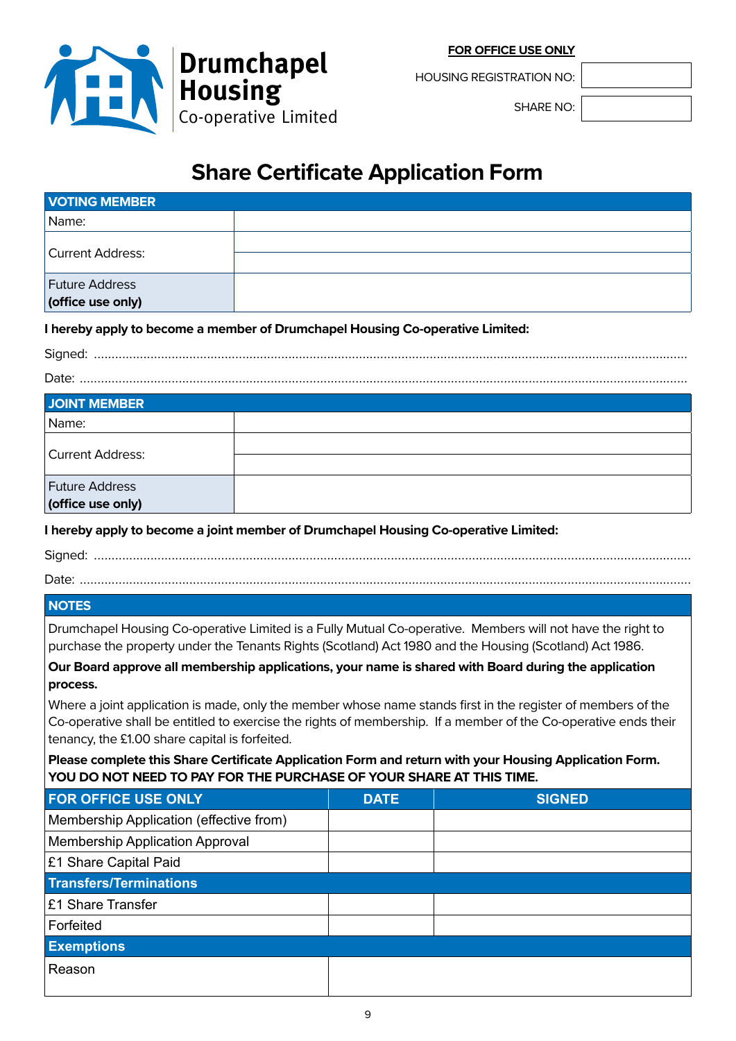**Drumchapel Housing**
Co-operative Limited

**FOR OFFICE USE ONLY**

| HOUSING REGISTRATION NO: | |
|---|---|
| SHARE NO: | |

# Share Certificate Application Form

| VOTING MEMBER | |
|---|---|
| Name: | |
| Current Address: | |
| | |
| Future Address **(office use only)** | |

**I hereby apply to become a member of Drumchapel Housing Co-operative Limited:**

Signed: ..............................................................................................................................................

Date: .................................................................................................................................................

| JOINT MEMBER | |
|---|---|
| Name: | |
| Current Address: | |
| | |
| Future Address **(office use only)** | |

**I hereby apply to become a joint member of Drumchapel Housing Co-operative Limited:**

Signed: ..............................................................................................................................................

Date: .................................................................................................................................................

**NOTES**

Drumchapel Housing Co-operative Limited is a Fully Mutual Co-operative. Members will not have the right to purchase the property under the Tenants Rights (Scotland) Act 1980 and the Housing (Scotland) Act 1986.

**Our Board approve all membership applications, your name is shared with Board during the application process.**

Where a joint application is made, only the member whose name stands first in the register of members of the Co-operative shall be entitled to exercise the rights of membership. If a member of the Co-operative ends their tenancy, the £1.00 share capital is forfeited.

**Please complete this Share Certificate Application Form and return with your Housing Application Form. YOU DO NOT NEED TO PAY FOR THE PURCHASE OF YOUR SHARE AT THIS TIME.**

| FOR OFFICE USE ONLY | DATE | SIGNED |
|---|---|---|
| Membership Application (effective from) | | |
| Membership Application Approval | | |
| £1 Share Capital Paid | | |
| **Transfers/Terminations** | | |
| £1 Share Transfer | | |
| Forfeited | | |
| **Exemptions** | | |
| Reason | | |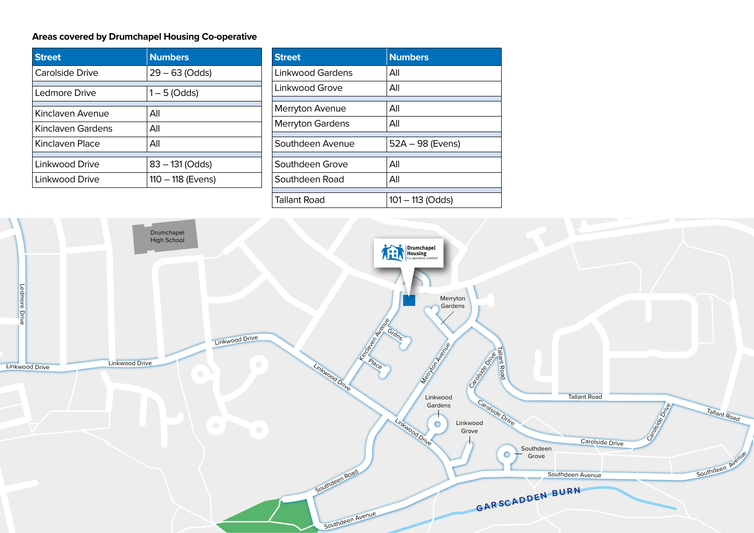**Areas covered by Drumchapel Housing Co-operative**

| Street | Numbers |
|---|---|
| Carolside Drive | 29 – 63 (Odds) |
| Ledmore Drive | 1 – 5 (Odds) |
| Kinclaven Avenue | All |
| Kinclaven Gardens | All |
| Kinclaven Place | All |
| Linkwood Drive | 83 – 131 (Odds) |
| Linkwood Drive | 110 – 118 (Evens) |

| Street | Numbers |
|---|---|
| Linkwood Gardens | All |
| Linkwood Grove | All |
| Merryton Avenue | All |
| Merryton Gardens | All |
| Southdeen Avenue | 52A – 98 (Evens) |
| Southdeen Grove | All |
| Southdeen Road | All |
| Tallant Road | 101 – 113 (Odds) |

Drumchapel High School
Drumchapel Housing Co-operative Limited
Ledmore Drive
Linkwood Drive
Kinclaven Avenue
Grdns.
Place
Merryton Gardens
Merryton Avenue
Carolside Drive
Tallant Road
Linkwood Gardens
Linkwood Grove
Southdeen Grove
Southdeen Avenue
Southdeen Road
Carolside Drive
GARSCADDEN BURN